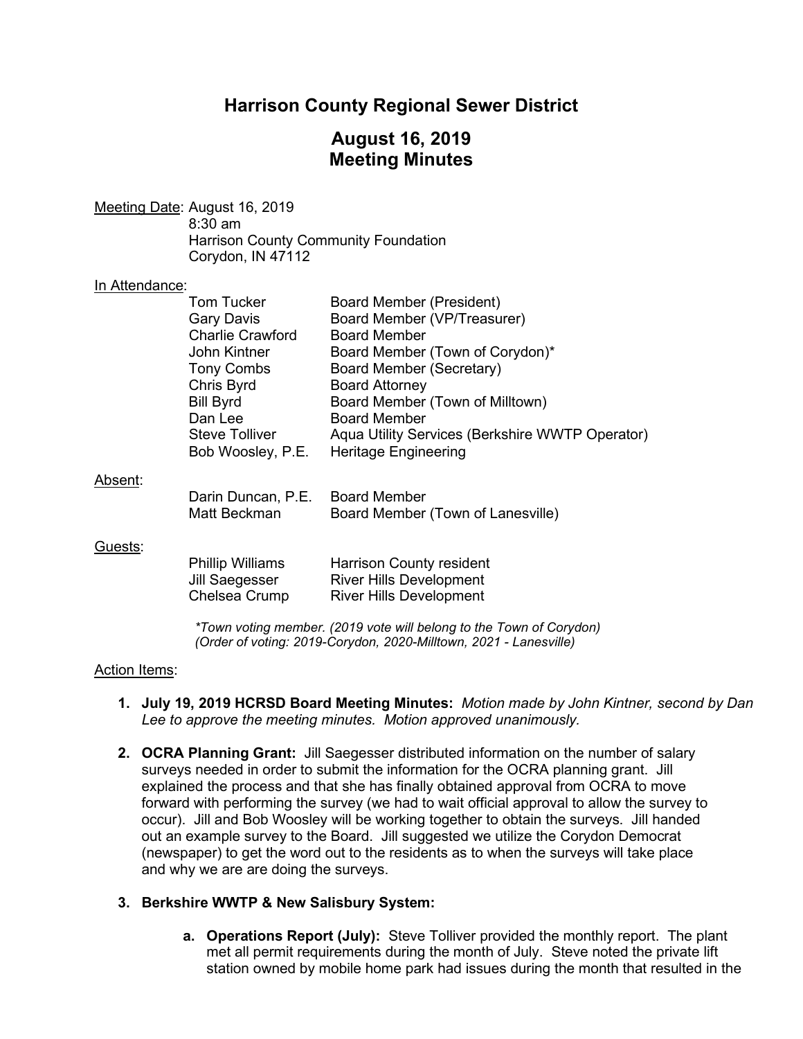# Harrison County Regional Sewer District

## August 16, 2019
## Meeting Minutes

Meeting Date: August 16, 2019
8:30 am
Harrison County Community Foundation
Corydon, IN 47112

In Attendance:

| | |
|---|---|
| Tom Tucker | Board Member (President) |
| Gary Davis | Board Member (VP/Treasurer) |
| Charlie Crawford | Board Member |
| John Kintner | Board Member (Town of Corydon)* |
| Tony Combs | Board Member (Secretary) |
| Chris Byrd | Board Attorney |
| Bill Byrd | Board Member (Town of Milltown) |
| Dan Lee | Board Member |
| Steve Tolliver | Aqua Utility Services (Berkshire WWTP Operator) |
| Bob Woosley, P.E. | Heritage Engineering |

Absent:

| | |
|---|---|
| Darin Duncan, P.E. | Board Member |
| Matt Beckman | Board Member (Town of Lanesville) |

Guests:

| | |
|---|---|
| Phillip Williams | Harrison County resident |
| Jill Saegesser | River Hills Development |
| Chelsea Crump | River Hills Development |

*\*Town voting member. (2019 vote will belong to the Town of Corydon)*
*(Order of voting: 2019-Corydon, 2020-Milltown, 2021 - Lanesville)*

Action Items:

1. **July 19, 2019 HCRSD Board Meeting Minutes:** *Motion made by John Kintner, second by Dan Lee to approve the meeting minutes. Motion approved unanimously.*

2. **OCRA Planning Grant:** Jill Saegesser distributed information on the number of salary surveys needed in order to submit the information for the OCRA planning grant. Jill explained the process and that she has finally obtained approval from OCRA to move forward with performing the survey (we had to wait official approval to allow the survey to occur). Jill and Bob Woosley will be working together to obtain the surveys. Jill handed out an example survey to the Board. Jill suggested we utilize the Corydon Democrat (newspaper) to get the word out to the residents as to when the surveys will take place and why we are are doing the surveys.

3. **Berkshire WWTP & New Salisbury System:**

   a. **Operations Report (July):** Steve Tolliver provided the monthly report. The plant met all permit requirements during the month of July. Steve noted the private lift station owned by mobile home park had issues during the month that resulted in the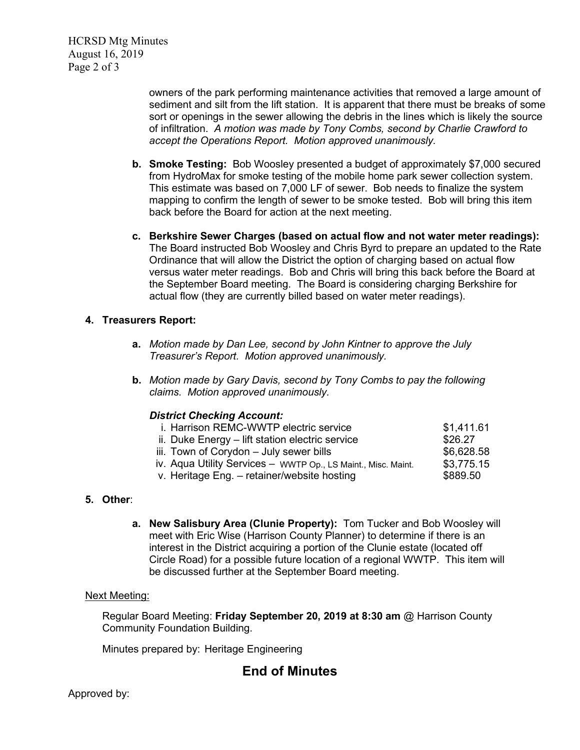owners of the park performing maintenance activities that removed a large amount of sediment and silt from the lift station. It is apparent that there must be breaks of some sort or openings in the sewer allowing the debris in the lines which is likely the source of infiltration. *A motion was made by Tony Combs, second by Charlie Crawford to accept the Operations Report. Motion approved unanimously.*

**b. Smoke Testing:** Bob Woosley presented a budget of approximately $7,000 secured from HydroMax for smoke testing of the mobile home park sewer collection system. This estimate was based on 7,000 LF of sewer. Bob needs to finalize the system mapping to confirm the length of sewer to be smoke tested. Bob will bring this item back before the Board for action at the next meeting.

**c. Berkshire Sewer Charges (based on actual flow and not water meter readings):** The Board instructed Bob Woosley and Chris Byrd to prepare an updated to the Rate Ordinance that will allow the District the option of charging based on actual flow versus water meter readings. Bob and Chris will bring this back before the Board at the September Board meeting. The Board is considering charging Berkshire for actual flow (they are currently billed based on water meter readings).

**4. Treasurers Report:**

**a.** *Motion made by Dan Lee, second by John Kintner to approve the July Treasurer's Report. Motion approved unanimously.*

**b.** *Motion made by Gary Davis, second by Tony Combs to pay the following claims. Motion approved unanimously.*

***District Checking Account:***

| | |
|---|---|
| i. Harrison REMC-WWTP electric service | $1,411.61 |
| ii. Duke Energy – lift station electric service | $26.27 |
| iii. Town of Corydon – July sewer bills | $6,628.58 |
| iv. Aqua Utility Services – WWTP Op., LS Maint., Misc. Maint. | $3,775.15 |
| v. Heritage Eng. – retainer/website hosting | $889.50 |

**5. Other**:

**a. New Salisbury Area (Clunie Property):** Tom Tucker and Bob Woosley will meet with Eric Wise (Harrison County Planner) to determine if there is an interest in the District acquiring a portion of the Clunie estate (located off Circle Road) for a possible future location of a regional WWTP. This item will be discussed further at the September Board meeting.

Next Meeting:

Regular Board Meeting: **Friday September 20, 2019 at 8:30 am** @ Harrison County Community Foundation Building.

Minutes prepared by: Heritage Engineering

## End of Minutes

Approved by: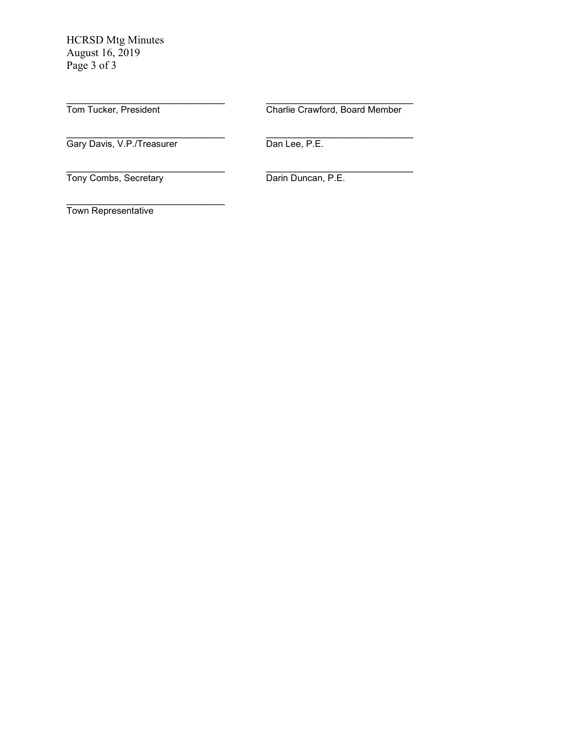_______________________________
Tom Tucker, President

_______________________________
Charlie Crawford, Board Member

_______________________________
Gary Davis, V.P./Treasurer

_______________________________
Dan Lee, P.E.

_______________________________
Tony Combs, Secretary

_______________________________
Darin Duncan, P.E.

_______________________________
Town Representative